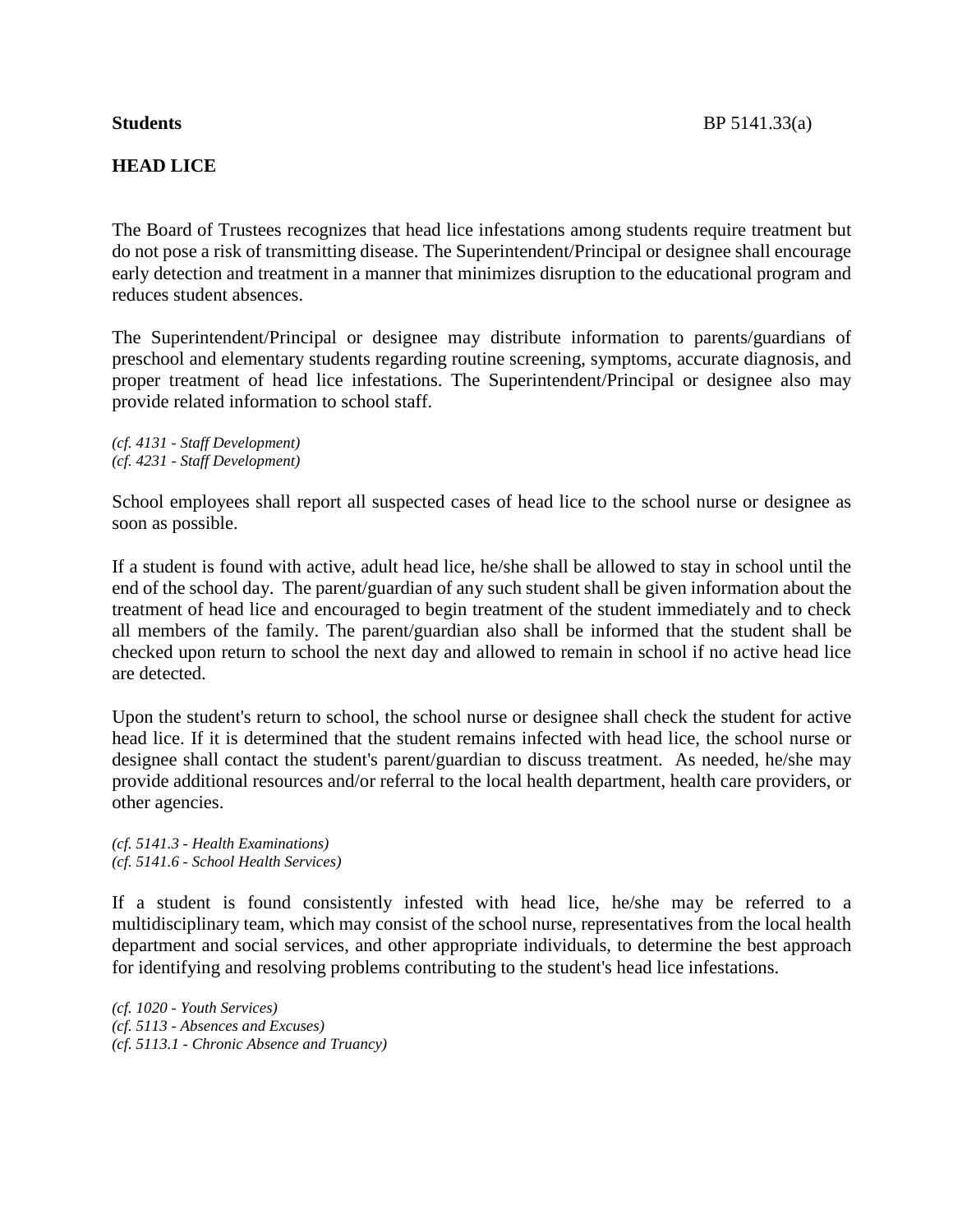**Students** BP 5141.33(a)

# HEAD LICE

The Board of Trustees recognizes that head lice infestations among students require treatment but do not pose a risk of transmitting disease. The Superintendent/Principal or designee shall encourage early detection and treatment in a manner that minimizes disruption to the educational program and reduces student absences.

The Superintendent/Principal or designee may distribute information to parents/guardians of preschool and elementary students regarding routine screening, symptoms, accurate diagnosis, and proper treatment of head lice infestations. The Superintendent/Principal or designee also may provide related information to school staff.

*(cf. 4131 - Staff Development)*
*(cf. 4231 - Staff Development)*

School employees shall report all suspected cases of head lice to the school nurse or designee as soon as possible.

If a student is found with active, adult head lice, he/she shall be allowed to stay in school until the end of the school day. The parent/guardian of any such student shall be given information about the treatment of head lice and encouraged to begin treatment of the student immediately and to check all members of the family. The parent/guardian also shall be informed that the student shall be checked upon return to school the next day and allowed to remain in school if no active head lice are detected.

Upon the student's return to school, the school nurse or designee shall check the student for active head lice. If it is determined that the student remains infected with head lice, the school nurse or designee shall contact the student's parent/guardian to discuss treatment. As needed, he/she may provide additional resources and/or referral to the local health department, health care providers, or other agencies.

*(cf. 5141.3 - Health Examinations)*
*(cf. 5141.6 - School Health Services)*

If a student is found consistently infested with head lice, he/she may be referred to a multidisciplinary team, which may consist of the school nurse, representatives from the local health department and social services, and other appropriate individuals, to determine the best approach for identifying and resolving problems contributing to the student's head lice infestations.

*(cf. 1020 - Youth Services)*
*(cf. 5113 - Absences and Excuses)*
*(cf. 5113.1 - Chronic Absence and Truancy)*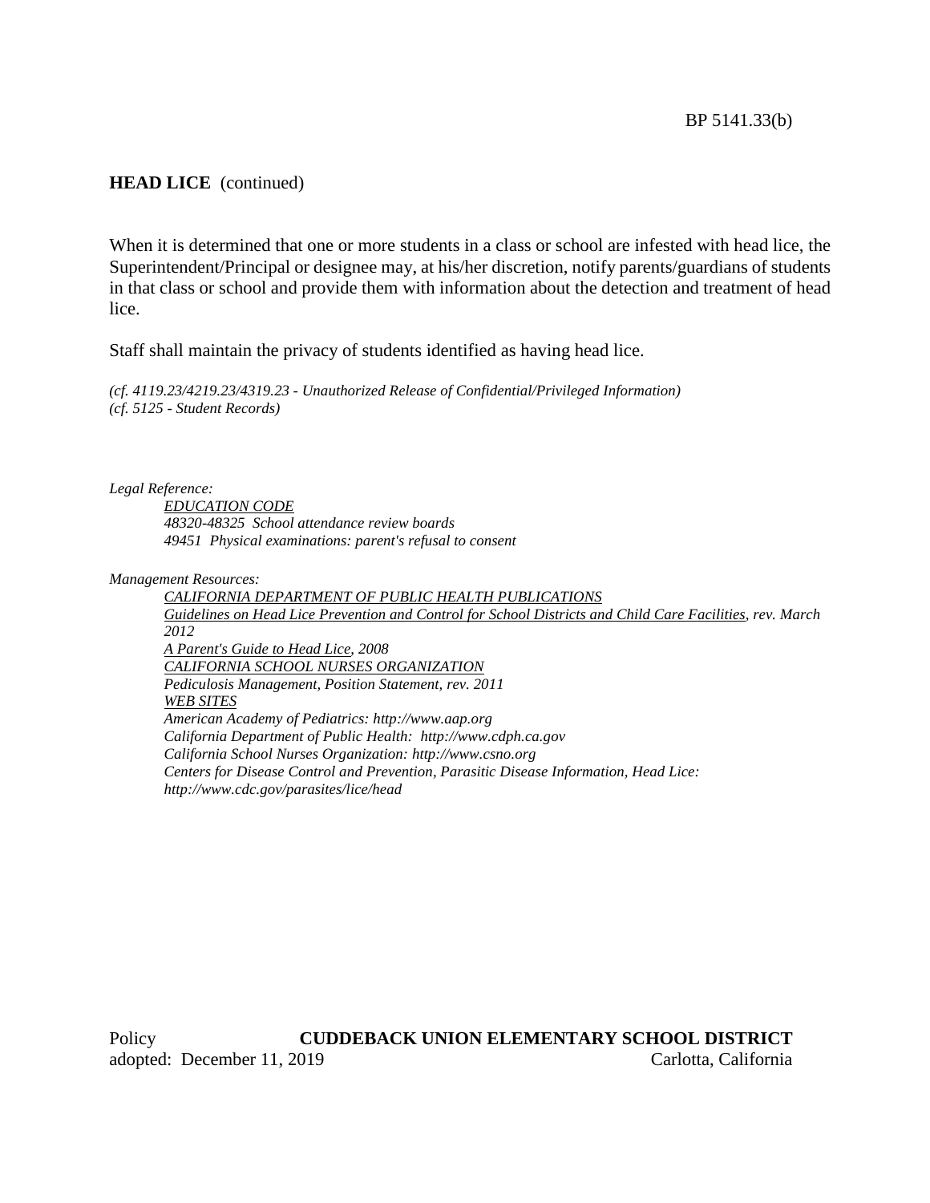**HEAD LICE** (continued)

When it is determined that one or more students in a class or school are infested with head lice, the Superintendent/Principal or designee may, at his/her discretion, notify parents/guardians of students in that class or school and provide them with information about the detection and treatment of head lice.

Staff shall maintain the privacy of students identified as having head lice.

*(cf. 4119.23/4219.23/4319.23 - Unauthorized Release of Confidential/Privileged Information)*
*(cf. 5125 - Student Records)*

*Legal Reference:*

*EDUCATION CODE*
*48320-48325 School attendance review boards*
*49451 Physical examinations: parent's refusal to consent*

*Management Resources:*

*CALIFORNIA DEPARTMENT OF PUBLIC HEALTH PUBLICATIONS*
*Guidelines on Head Lice Prevention and Control for School Districts and Child Care Facilities, rev. March 2012*
*A Parent's Guide to Head Lice, 2008*
*CALIFORNIA SCHOOL NURSES ORGANIZATION*
*Pediculosis Management, Position Statement, rev. 2011*
*WEB SITES*
*American Academy of Pediatrics: http://www.aap.org*
*California Department of Public Health: http://www.cdph.ca.gov*
*California School Nurses Organization: http://www.csno.org*
*Centers for Disease Control and Prevention, Parasitic Disease Information, Head Lice: http://www.cdc.gov/parasites/lice/head*

Policy **CUDDEBACK UNION ELEMENTARY SCHOOL DISTRICT**
adopted: December 11, 2019 Carlotta, California